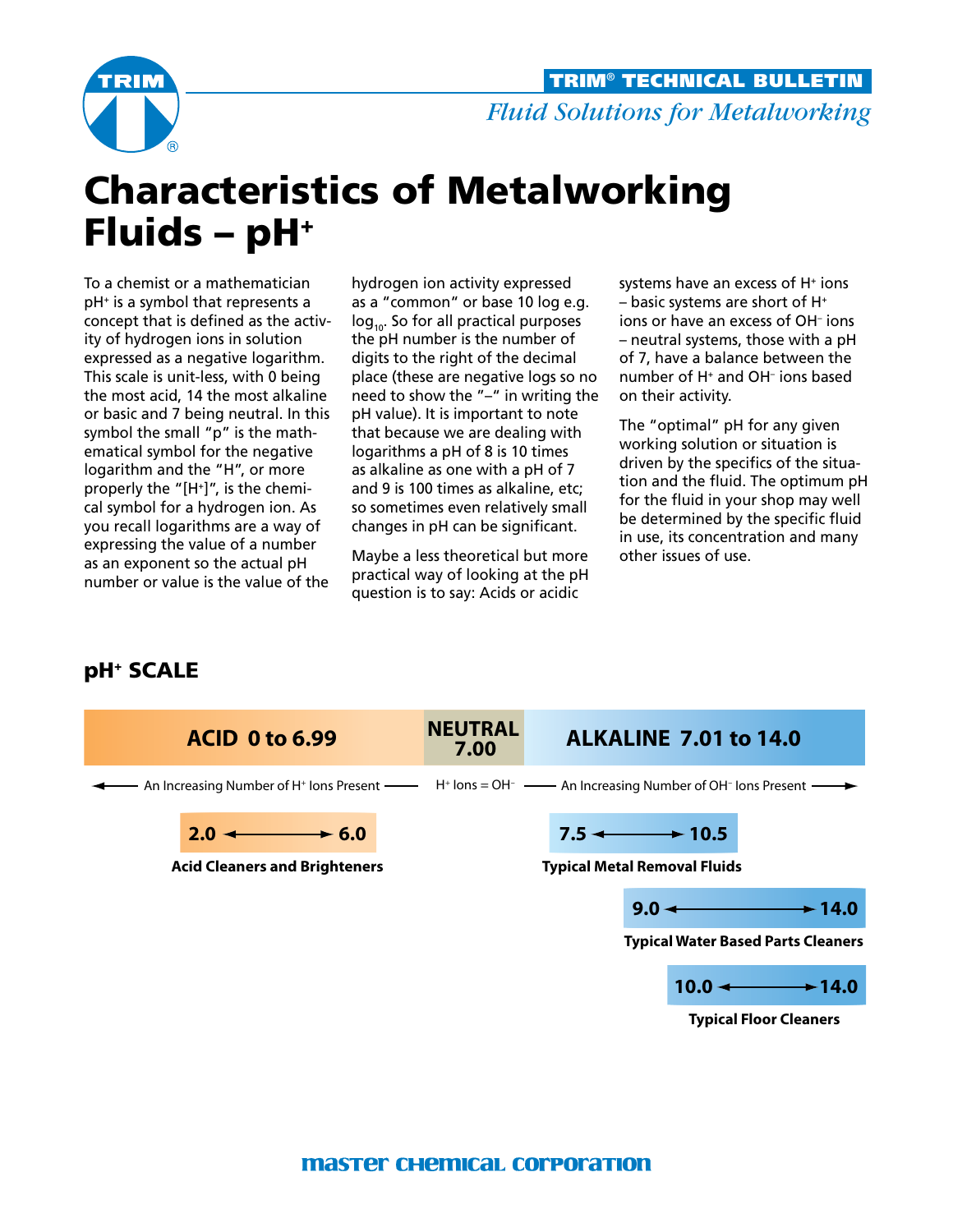**TRIM® TECHNICAL BULLETIN**

*Fluid Solutions for Metalworking*

# Characteristics of Metalworking Fluids – $pH^+$

To a chemist or a mathematician $pH^+$ is a symbol that represents a concept that is defined as the activity of hydrogen ions in solution expressed as a negative logarithm. This scale is unit-less, with 0 being the most acid, 14 the most alkaline or basic and 7 being neutral. In this symbol the small "p" is the mathematical symbol for the negative logarithm and the "H", or more properly the "$[H^+]$", is the chemical symbol for a hydrogen ion. As you recall logarithms are a way of expressing the value of a number as an exponent so the actual pH number or value is the value of the hydrogen ion activity expressed as a "common" or base 10 log e.g. $\log_{10}$. So for all practical purposes the pH number is the number of digits to the right of the decimal place (these are negative logs so no need to show the "–" in writing the pH value). It is important to note that because we are dealing with logarithms a pH of 8 is 10 times as alkaline as one with a pH of 7 and 9 is 100 times as alkaline, etc; so sometimes even relatively small changes in pH can be significant.

Maybe a less theoretical but more practical way of looking at the pH question is to say: Acids or acidic systems have an excess of $H^+$ ions – basic systems are short of $H^+$ ions or have an excess of $OH^-$ ions – neutral systems, those with a pH of 7, have a balance between the number of $H^+$ and $OH^-$ ions based on their activity.

The "optimal" pH for any given working solution or situation is driven by the specifics of the situation and the fluid. The optimum pH for the fluid in your shop may well be determined by the specific fluid in use, its concentration and many other issues of use.

## $pH^+$ SCALE

| ACID 0 to 6.99 | NEUTRAL 7.00 | ALKALINE 7.01 to 14.0 |
|---|---|---|
| ← An Increasing Number of $H^+$ Ions Present | $H^+$ Ions = $OH^-$ | An Increasing Number of $OH^-$ Ions Present → |

| Application | pH Range |
|---|---|
| Acid Cleaners and Brighteners | 2.0 ↔ 6.0 |
| Typical Metal Removal Fluids | 7.5 ↔ 10.5 |
| Typical Water Based Parts Cleaners | 9.0 ↔ 14.0 |
| Typical Floor Cleaners | 10.0 ↔ 14.0 |

master chemical corporation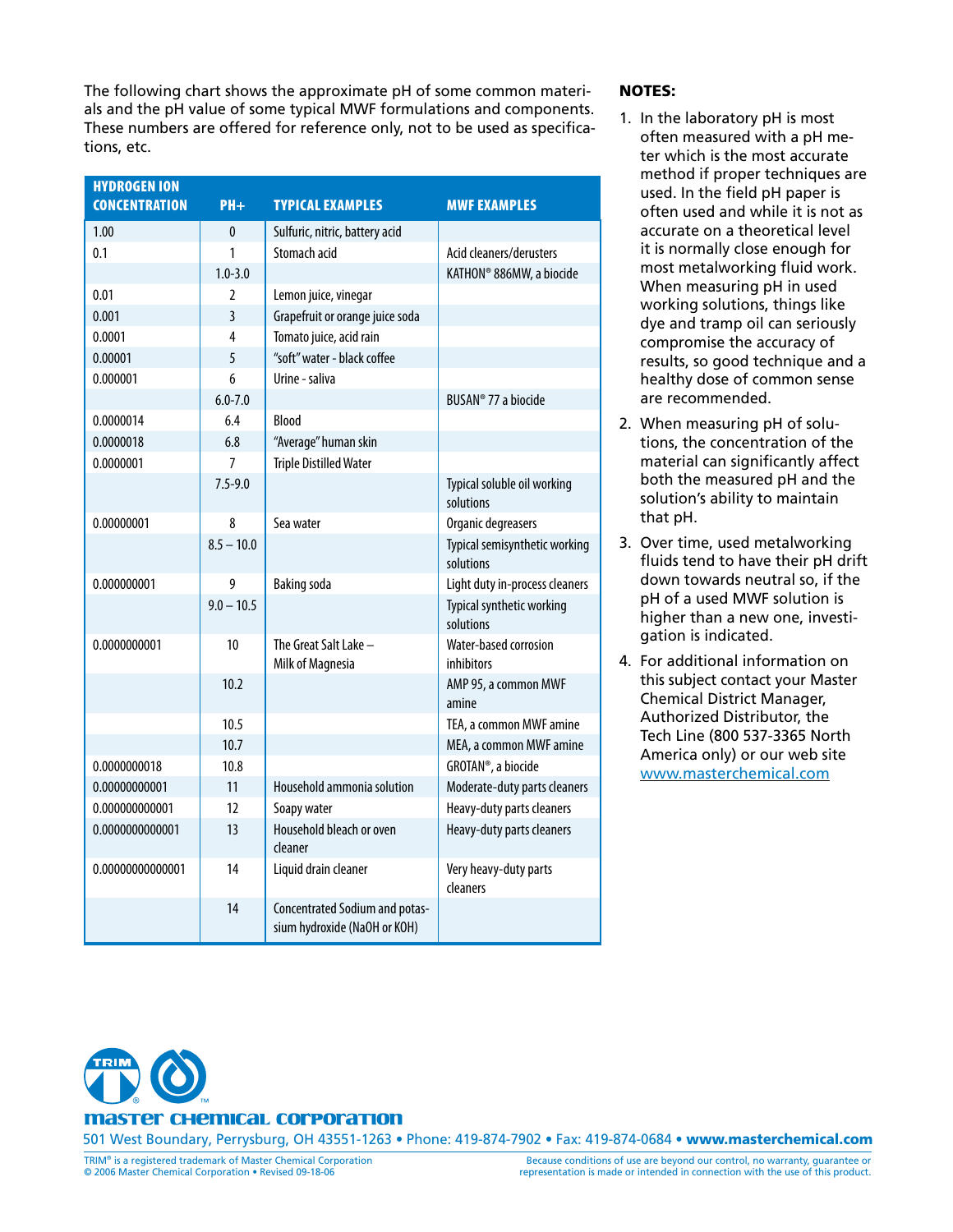The following chart shows the approximate pH of some common materials and the pH value of some typical MWF formulations and components. These numbers are offered for reference only, not to be used as specifications, etc.

| HYDROGEN ION CONCENTRATION | PH+ | TYPICAL EXAMPLES | MWF EXAMPLES |
|---|---|---|---|
| 1.00 | 0 | Sulfuric, nitric, battery acid | |
| 0.1 | 1 | Stomach acid | Acid cleaners/derusters |
| | 1.0-3.0 | | KATHON® 886MW, a biocide |
| 0.01 | 2 | Lemon juice, vinegar | |
| 0.001 | 3 | Grapefruit or orange juice soda | |
| 0.0001 | 4 | Tomato juice, acid rain | |
| 0.00001 | 5 | "soft" water - black coffee | |
| 0.000001 | 6 | Urine - saliva | |
| | 6.0-7.0 | | BUSAN® 77 a biocide |
| 0.0000014 | 6.4 | Blood | |
| 0.0000018 | 6.8 | "Average" human skin | |
| 0.0000001 | 7 | Triple Distilled Water | |
| | 7.5-9.0 | | Typical soluble oil working solutions |
| 0.00000001 | 8 | Sea water | Organic degreasers |
| | 8.5 – 10.0 | | Typical semisynthetic working solutions |
| 0.000000001 | 9 | Baking soda | Light duty in-process cleaners |
| | 9.0 – 10.5 | | Typical synthetic working solutions |
| 0.0000000001 | 10 | The Great Salt Lake – Milk of Magnesia | Water-based corrosion inhibitors |
| | 10.2 | | AMP 95, a common MWF amine |
| | 10.5 | | TEA, a common MWF amine |
| | 10.7 | | MEA, a common MWF amine |
| 0.0000000018 | 10.8 | | GROTAN®, a biocide |
| 0.00000000001 | 11 | Household ammonia solution | Moderate-duty parts cleaners |
| 0.000000000001 | 12 | Soapy water | Heavy-duty parts cleaners |
| 0.0000000000001 | 13 | Household bleach or oven cleaner | Heavy-duty parts cleaners |
| 0.00000000000001 | 14 | Liquid drain cleaner | Very heavy-duty parts cleaners |
| | 14 | Concentrated Sodium and potassium hydroxide (NaOH or KOH) | |

## NOTES:

1. In the laboratory pH is most often measured with a pH meter which is the most accurate method if proper techniques are used. In the field pH paper is often used and while it is not as accurate on a theoretical level it is normally close enough for most metalworking fluid work. When measuring pH in used working solutions, things like dye and tramp oil can seriously compromise the accuracy of results, so good technique and a healthy dose of common sense are recommended.
2. When measuring pH of solutions, the concentration of the material can significantly affect both the measured pH and the solution's ability to maintain that pH.
3. Over time, used metalworking fluids tend to have their pH drift down towards neutral so, if the pH of a used MWF solution is higher than a new one, investigation is indicated.
4. For additional information on this subject contact your Master Chemical District Manager, Authorized Distributor, the Tech Line (800 537-3365 North America only) or our web site www.masterchemical.com

**master chemical corporation**

501 West Boundary, Perrysburg, OH 43551-1263 • Phone: 419-874-7902 • Fax: 419-874-0684 • **www.masterchemical.com**

TRIM® is a registered trademark of Master Chemical Corporation
© 2006 Master Chemical Corporation • Revised 09-18-06

Because conditions of use are beyond our control, no warranty, guarantee or representation is made or intended in connection with the use of this product.